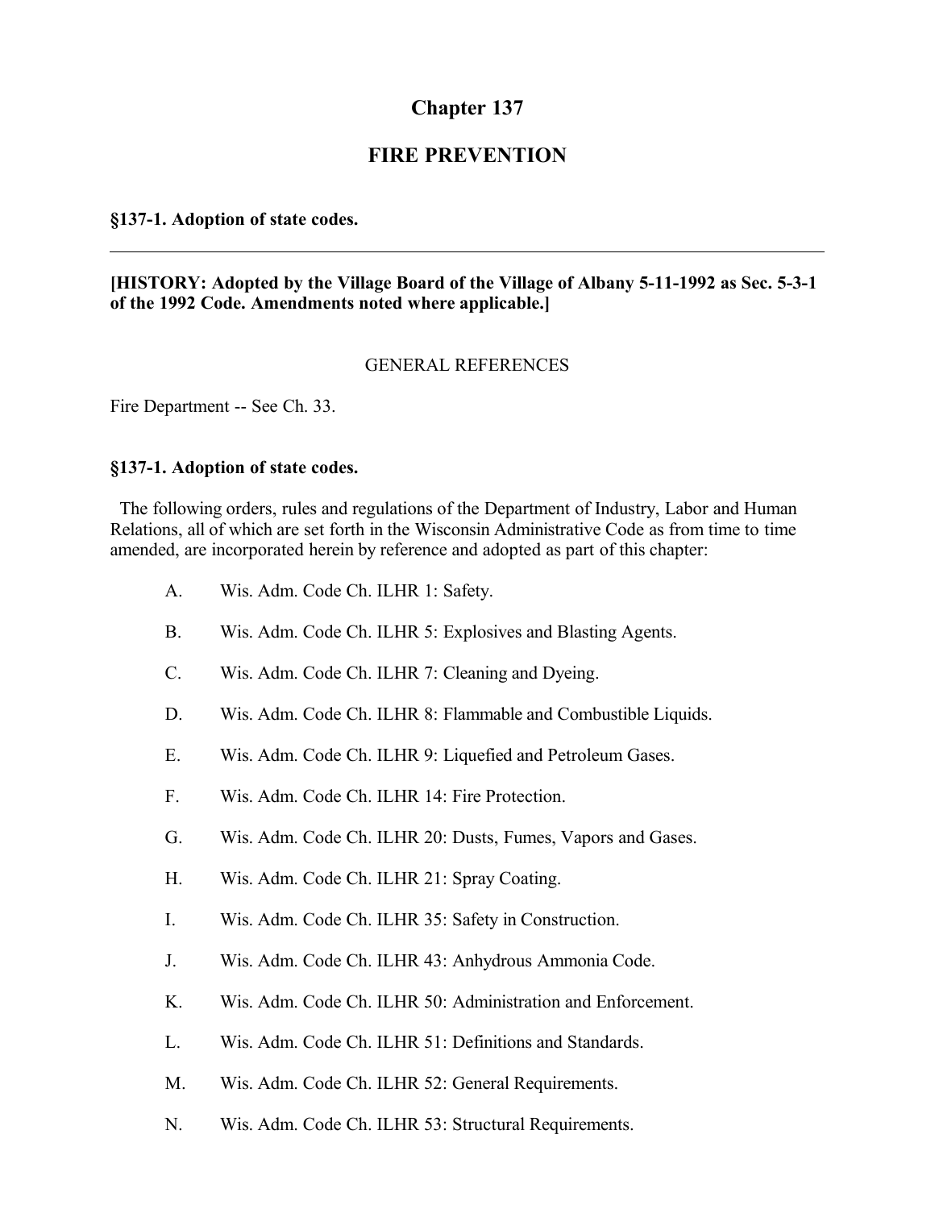# Chapter 137

## FIRE PREVENTION

**§137-1. Adoption of state codes.**

---

**[HISTORY: Adopted by the Village Board of the Village of Albany 5-11-1992 as Sec. 5-3-1 of the 1992 Code. Amendments noted where applicable.]**

GENERAL REFERENCES

Fire Department -- See Ch. 33.

### §137-1. Adoption of state codes.

The following orders, rules and regulations of the Department of Industry, Labor and Human Relations, all of which are set forth in the Wisconsin Administrative Code as from time to time amended, are incorporated herein by reference and adopted as part of this chapter:

A. Wis. Adm. Code Ch. ILHR 1: Safety.

B. Wis. Adm. Code Ch. ILHR 5: Explosives and Blasting Agents.

C. Wis. Adm. Code Ch. ILHR 7: Cleaning and Dyeing.

D. Wis. Adm. Code Ch. ILHR 8: Flammable and Combustible Liquids.

E. Wis. Adm. Code Ch. ILHR 9: Liquefied and Petroleum Gases.

F. Wis. Adm. Code Ch. ILHR 14: Fire Protection.

G. Wis. Adm. Code Ch. ILHR 20: Dusts, Fumes, Vapors and Gases.

H. Wis. Adm. Code Ch. ILHR 21: Spray Coating.

I. Wis. Adm. Code Ch. ILHR 35: Safety in Construction.

J. Wis. Adm. Code Ch. ILHR 43: Anhydrous Ammonia Code.

K. Wis. Adm. Code Ch. ILHR 50: Administration and Enforcement.

L. Wis. Adm. Code Ch. ILHR 51: Definitions and Standards.

M. Wis. Adm. Code Ch. ILHR 52: General Requirements.

N. Wis. Adm. Code Ch. ILHR 53: Structural Requirements.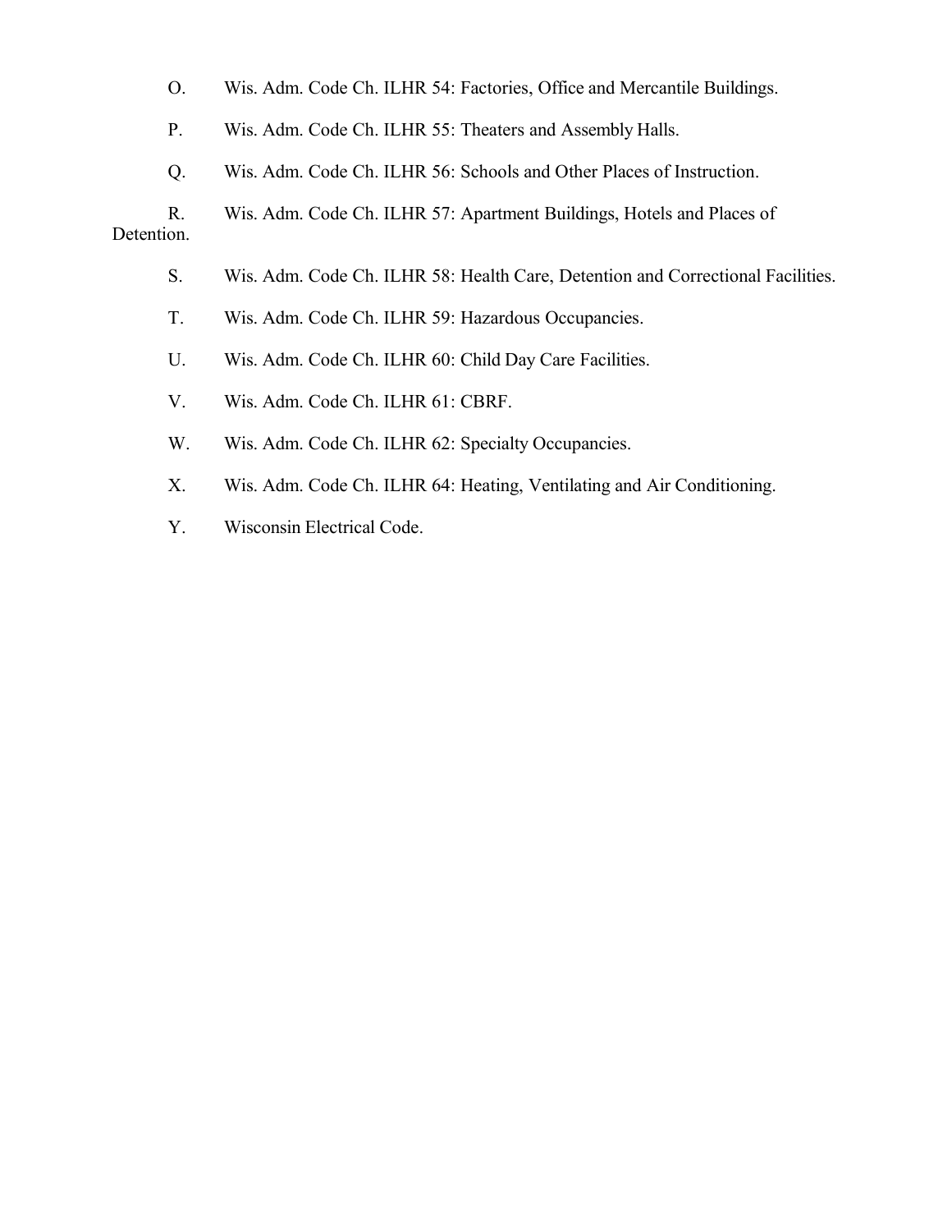O. Wis. Adm. Code Ch. ILHR 54: Factories, Office and Mercantile Buildings.

P. Wis. Adm. Code Ch. ILHR 55: Theaters and Assembly Halls.

Q. Wis. Adm. Code Ch. ILHR 56: Schools and Other Places of Instruction.

R. Wis. Adm. Code Ch. ILHR 57: Apartment Buildings, Hotels and Places of Detention.

S. Wis. Adm. Code Ch. ILHR 58: Health Care, Detention and Correctional Facilities.

T. Wis. Adm. Code Ch. ILHR 59: Hazardous Occupancies.

U. Wis. Adm. Code Ch. ILHR 60: Child Day Care Facilities.

V. Wis. Adm. Code Ch. ILHR 61: CBRF.

W. Wis. Adm. Code Ch. ILHR 62: Specialty Occupancies.

X. Wis. Adm. Code Ch. ILHR 64: Heating, Ventilating and Air Conditioning.

Y. Wisconsin Electrical Code.